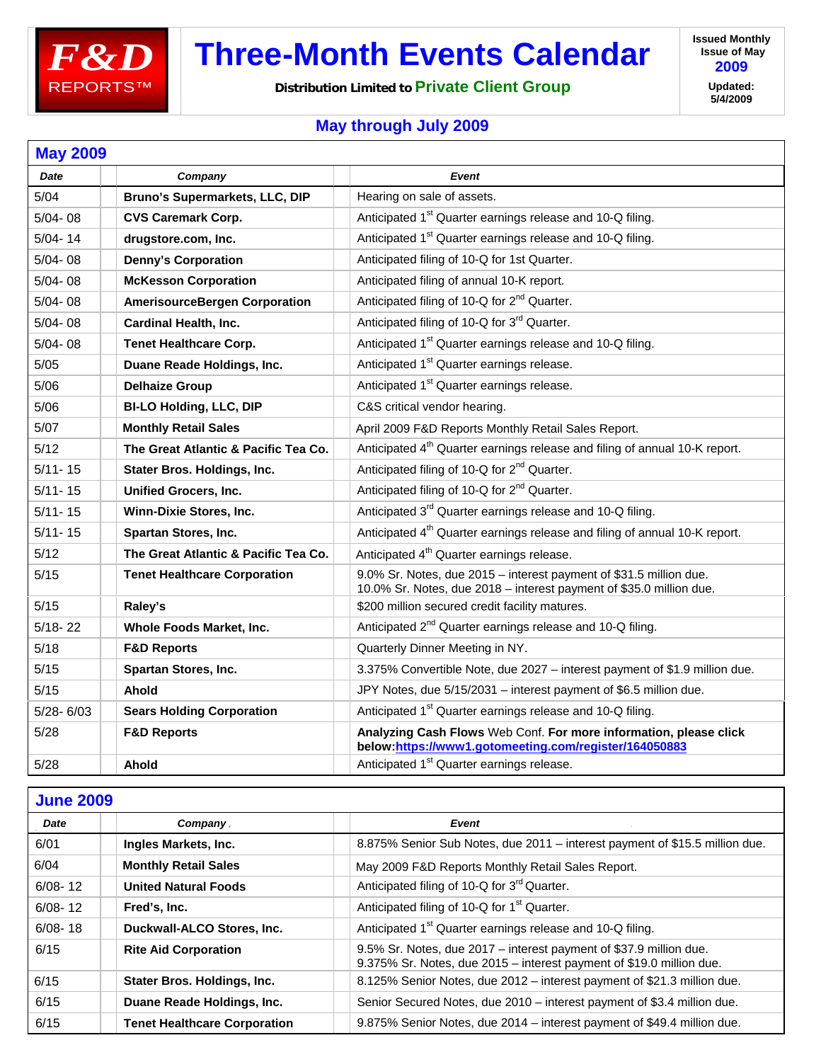**F&D REPORTS™**

# Three-Month Events Calendar

**Distribution Limited to Private Client Group**

**Issued Monthly**
**Issue of May 2009**
**Updated: 5/4/2009**

## May through July 2009

### May 2009

| Date | Company | Event |
|---|---|---|
| 5/04 | **Bruno's Supermarkets, LLC, DIP** | Hearing on sale of assets. |
| 5/04- 08 | **CVS Caremark Corp.** | Anticipated 1st Quarter earnings release and 10-Q filing. |
| 5/04- 14 | **drugstore.com, Inc.** | Anticipated 1st Quarter earnings release and 10-Q filing. |
| 5/04- 08 | **Denny's Corporation** | Anticipated filing of 10-Q for 1st Quarter. |
| 5/04- 08 | **McKesson Corporation** | Anticipated filing of annual 10-K report. |
| 5/04- 08 | **AmerisourceBergen Corporation** | Anticipated filing of 10-Q for 2nd Quarter. |
| 5/04- 08 | **Cardinal Health, Inc.** | Anticipated filing of 10-Q for 3rd Quarter. |
| 5/04- 08 | **Tenet Healthcare Corp.** | Anticipated 1st Quarter earnings release and 10-Q filing. |
| 5/05 | **Duane Reade Holdings, Inc.** | Anticipated 1st Quarter earnings release. |
| 5/06 | **Delhaize Group** | Anticipated 1st Quarter earnings release. |
| 5/06 | **BI-LO Holding, LLC, DIP** | C&S critical vendor hearing. |
| 5/07 | **Monthly Retail Sales** | April 2009 F&D Reports Monthly Retail Sales Report. |
| 5/12 | **The Great Atlantic & Pacific Tea Co.** | Anticipated 4th Quarter earnings release and filing of annual 10-K report. |
| 5/11- 15 | **Stater Bros. Holdings, Inc.** | Anticipated filing of 10-Q for 2nd Quarter. |
| 5/11- 15 | **Unified Grocers, Inc.** | Anticipated filing of 10-Q for 2nd Quarter. |
| 5/11- 15 | **Winn-Dixie Stores, Inc.** | Anticipated 3rd Quarter earnings release and 10-Q filing. |
| 5/11- 15 | **Spartan Stores, Inc.** | Anticipated 4th Quarter earnings release and filing of annual 10-K report. |
| 5/12 | **The Great Atlantic & Pacific Tea Co.** | Anticipated 4th Quarter earnings release. |
| 5/15 | **Tenet Healthcare Corporation** | 9.0% Sr. Notes, due 2015 – interest payment of $31.5 million due.<br>10.0% Sr. Notes, due 2018 – interest payment of $35.0 million due. |
| 5/15 | **Raley's** | $200 million secured credit facility matures. |
| 5/18- 22 | **Whole Foods Market, Inc.** | Anticipated 2nd Quarter earnings release and 10-Q filing. |
| 5/18 | **F&D Reports** | Quarterly Dinner Meeting in NY. |
| 5/15 | **Spartan Stores, Inc.** | 3.375% Convertible Note, due 2027 – interest payment of $1.9 million due. |
| 5/15 | **Ahold** | JPY Notes, due 5/15/2031 – interest payment of $6.5 million due. |
| 5/28- 6/03 | **Sears Holding Corporation** | Anticipated 1st Quarter earnings release and 10-Q filing. |
| 5/28 | **F&D Reports** | **Analyzing Cash Flows** Web Conf. **For more information, please click below:https://www1.gotomeeting.com/register/164050883** |
| 5/28 | **Ahold** | Anticipated 1st Quarter earnings release. |

### June 2009

| Date | Company | Event |
|---|---|---|
| 6/01 | **Ingles Markets, Inc.** | 8.875% Senior Sub Notes, due 2011 – interest payment of $15.5 million due. |
| 6/04 | **Monthly Retail Sales** | May 2009 F&D Reports Monthly Retail Sales Report. |
| 6/08- 12 | **United Natural Foods** | Anticipated filing of 10-Q for 3rd Quarter. |
| 6/08- 12 | **Fred's, Inc.** | Anticipated filing of 10-Q for 1st Quarter. |
| 6/08- 18 | **Duckwall-ALCO Stores, Inc.** | Anticipated 1st Quarter earnings release and 10-Q filing. |
| 6/15 | **Rite Aid Corporation** | 9.5% Sr. Notes, due 2017 – interest payment of $37.9 million due.<br>9.375% Sr. Notes, due 2015 – interest payment of $19.0 million due. |
| 6/15 | **Stater Bros. Holdings, Inc.** | 8.125% Senior Notes, due 2012 – interest payment of $21.3 million due. |
| 6/15 | **Duane Reade Holdings, Inc.** | Senior Secured Notes, due 2010 – interest payment of $3.4 million due. |
| 6/15 | **Tenet Healthcare Corporation** | 9.875% Senior Notes, due 2014 – interest payment of $49.4 million due. |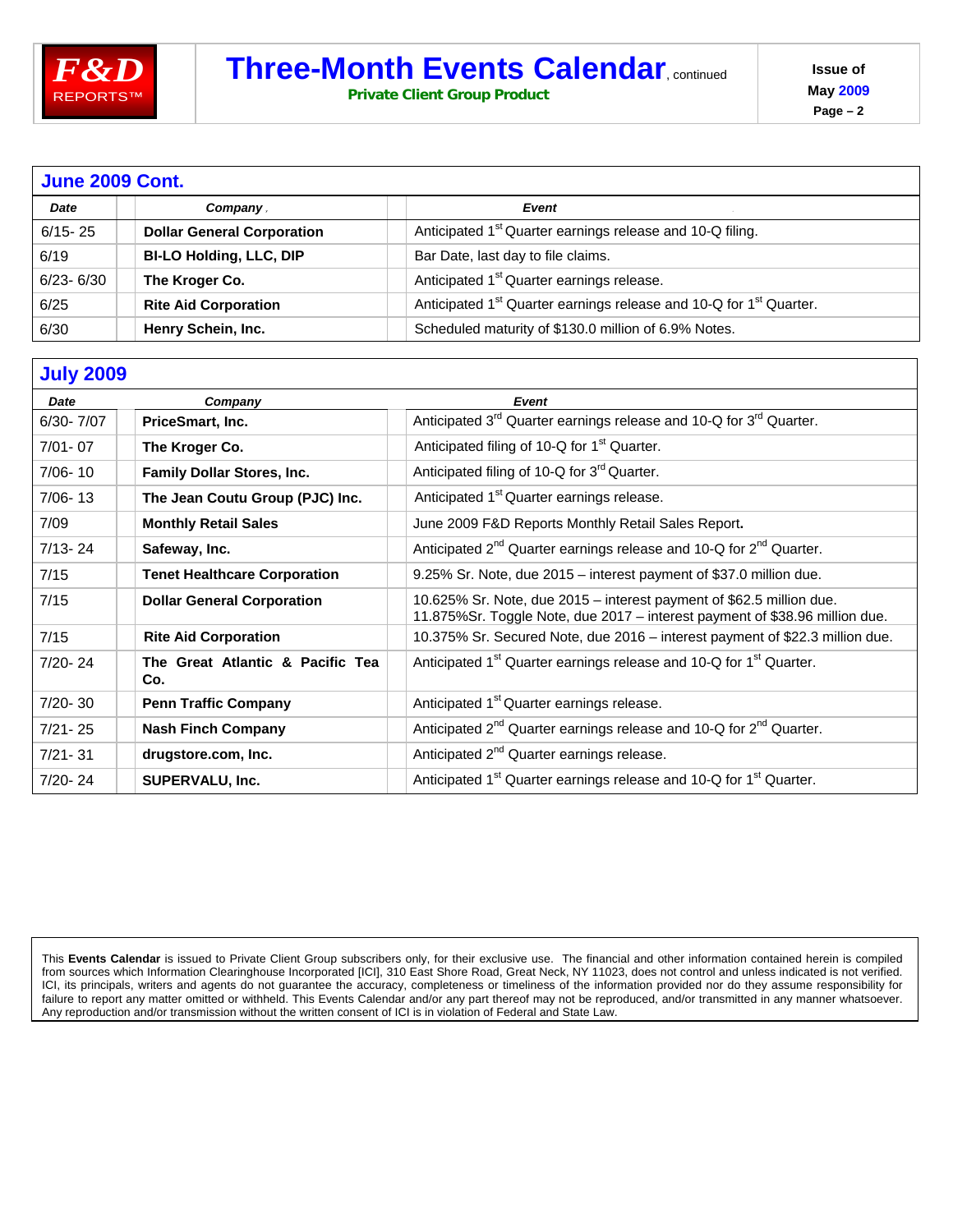# Three-Month Events Calendar, continued

**Private Client Group Product**

**Issue of May 2009**

## June 2009 Cont.

| Date | Company | Event |
|---|---|---|
| 6/15- 25 | **Dollar General Corporation** | Anticipated 1st Quarter earnings release and 10-Q filing. |
| 6/19 | **BI-LO Holding, LLC, DIP** | Bar Date, last day to file claims. |
| 6/23- 6/30 | **The Kroger Co.** | Anticipated 1st Quarter earnings release. |
| 6/25 | **Rite Aid Corporation** | Anticipated 1st Quarter earnings release and 10-Q for 1st Quarter. |
| 6/30 | **Henry Schein, Inc.** | Scheduled maturity of $130.0 million of 6.9% Notes. |

## July 2009

| Date | Company | Event |
|---|---|---|
| 6/30- 7/07 | **PriceSmart, Inc.** | Anticipated 3rd Quarter earnings release and 10-Q for 3rd Quarter. |
| 7/01- 07 | **The Kroger Co.** | Anticipated filing of 10-Q for 1st Quarter. |
| 7/06- 10 | **Family Dollar Stores, Inc.** | Anticipated filing of 10-Q for 3rd Quarter. |
| 7/06- 13 | **The Jean Coutu Group (PJC) Inc.** | Anticipated 1st Quarter earnings release. |
| 7/09 | **Monthly Retail Sales** | June 2009 F&D Reports Monthly Retail Sales Report**.** |
| 7/13- 24 | **Safeway, Inc.** | Anticipated 2nd Quarter earnings release and 10-Q for 2nd Quarter. |
| 7/15 | **Tenet Healthcare Corporation** | 9.25% Sr. Note, due 2015 – interest payment of $37.0 million due. |
| 7/15 | **Dollar General Corporation** | 10.625% Sr. Note, due 2015 – interest payment of $62.5 million due.<br>11.875%Sr. Toggle Note, due 2017 – interest payment of $38.96 million due. |
| 7/15 | **Rite Aid Corporation** | 10.375% Sr. Secured Note, due 2016 – interest payment of $22.3 million due. |
| 7/20- 24 | **The Great Atlantic & Pacific Tea Co.** | Anticipated 1st Quarter earnings release and 10-Q for 1st Quarter. |
| 7/20- 30 | **Penn Traffic Company** | Anticipated 1st Quarter earnings release. |
| 7/21- 25 | **Nash Finch Company** | Anticipated 2nd Quarter earnings release and 10-Q for 2nd Quarter. |
| 7/21- 31 | **drugstore.com, Inc.** | Anticipated 2nd Quarter earnings release. |
| 7/20- 24 | **SUPERVALU, Inc.** | Anticipated 1st Quarter earnings release and 10-Q for 1st Quarter. |

This **Events Calendar** is issued to Private Client Group subscribers only, for their exclusive use. The financial and other information contained herein is compiled from sources which Information Clearinghouse Incorporated [ICI], 310 East Shore Road, Great Neck, NY 11023, does not control and unless indicated is not verified. ICI, its principals, writers and agents do not guarantee the accuracy, completeness or timeliness of the information provided nor do they assume responsibility for failure to report any matter omitted or withheld. This Events Calendar and/or any part thereof may not be reproduced, and/or transmitted in any manner whatsoever. Any reproduction and/or transmission without the written consent of ICI is in violation of Federal and State Law.